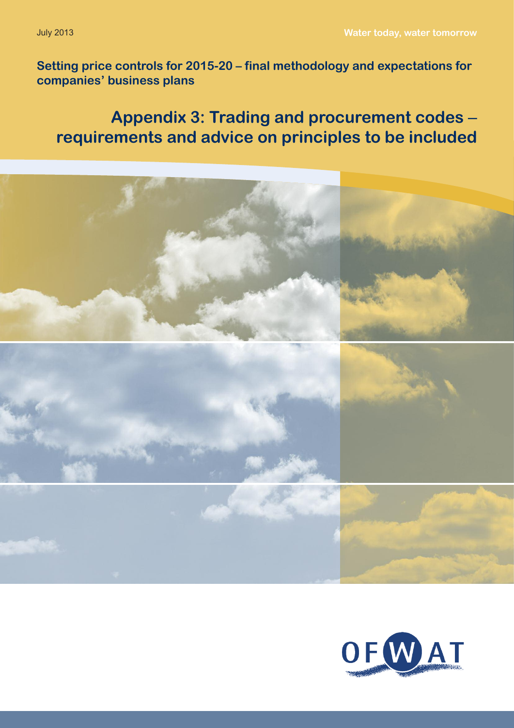July 2013

Water today, water tomorrow

**Setting price controls for 2015-20 – final methodology and expectations for companies' business plans**

# Appendix 3: Trading and procurement codes – requirements and advice on principles to be included

OFWAT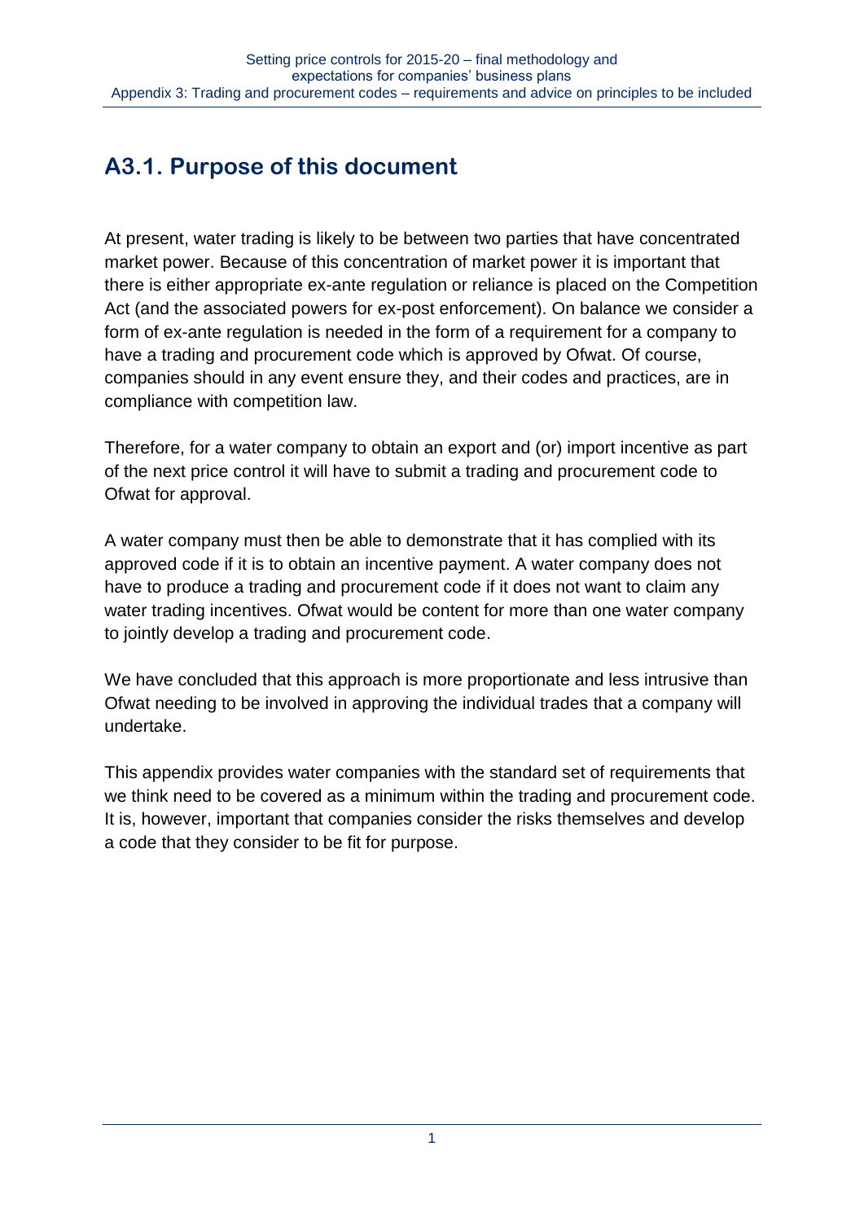## A3.1. Purpose of this document

At present, water trading is likely to be between two parties that have concentrated market power. Because of this concentration of market power it is important that there is either appropriate ex-ante regulation or reliance is placed on the Competition Act (and the associated powers for ex-post enforcement). On balance we consider a form of ex-ante regulation is needed in the form of a requirement for a company to have a trading and procurement code which is approved by Ofwat. Of course, companies should in any event ensure they, and their codes and practices, are in compliance with competition law.

Therefore, for a water company to obtain an export and (or) import incentive as part of the next price control it will have to submit a trading and procurement code to Ofwat for approval.

A water company must then be able to demonstrate that it has complied with its approved code if it is to obtain an incentive payment. A water company does not have to produce a trading and procurement code if it does not want to claim any water trading incentives. Ofwat would be content for more than one water company to jointly develop a trading and procurement code.

We have concluded that this approach is more proportionate and less intrusive than Ofwat needing to be involved in approving the individual trades that a company will undertake.

This appendix provides water companies with the standard set of requirements that we think need to be covered as a minimum within the trading and procurement code. It is, however, important that companies consider the risks themselves and develop a code that they consider to be fit for purpose.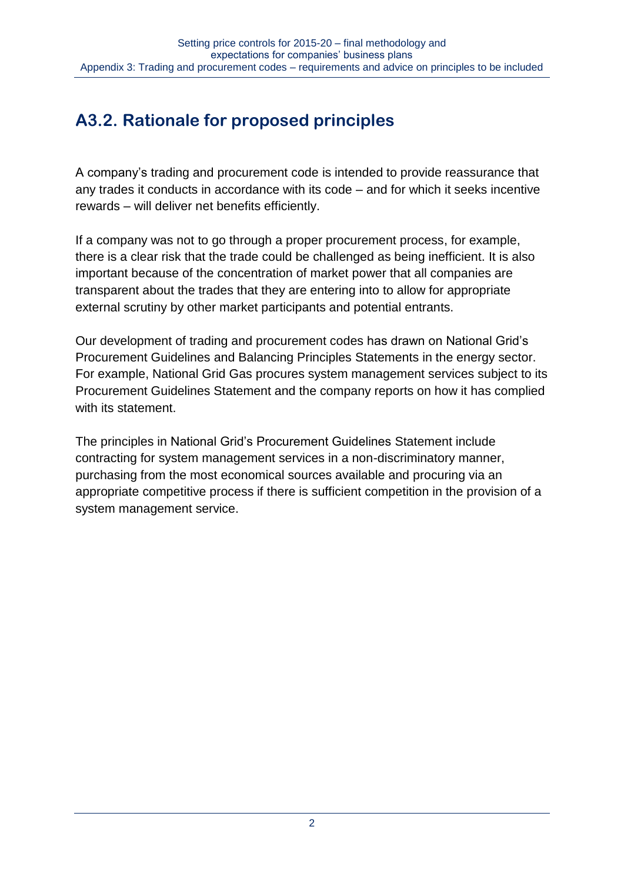## A3.2. Rationale for proposed principles

A company's trading and procurement code is intended to provide reassurance that any trades it conducts in accordance with its code – and for which it seeks incentive rewards – will deliver net benefits efficiently.

If a company was not to go through a proper procurement process, for example, there is a clear risk that the trade could be challenged as being inefficient. It is also important because of the concentration of market power that all companies are transparent about the trades that they are entering into to allow for appropriate external scrutiny by other market participants and potential entrants.

Our development of trading and procurement codes has drawn on National Grid's Procurement Guidelines and Balancing Principles Statements in the energy sector. For example, National Grid Gas procures system management services subject to its Procurement Guidelines Statement and the company reports on how it has complied with its statement.

The principles in National Grid's Procurement Guidelines Statement include contracting for system management services in a non-discriminatory manner, purchasing from the most economical sources available and procuring via an appropriate competitive process if there is sufficient competition in the provision of a system management service.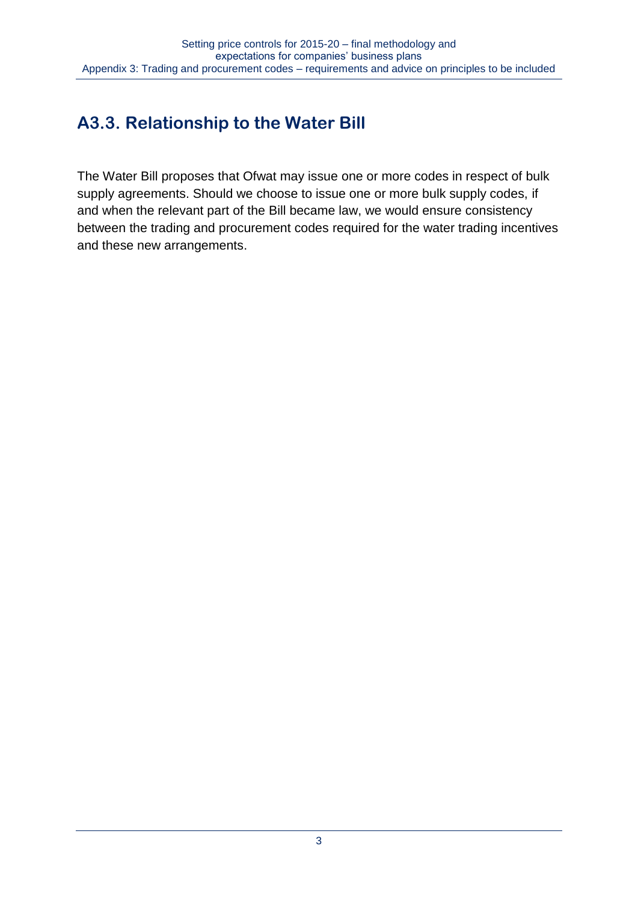## A3.3. Relationship to the Water Bill

The Water Bill proposes that Ofwat may issue one or more codes in respect of bulk supply agreements. Should we choose to issue one or more bulk supply codes, if and when the relevant part of the Bill became law, we would ensure consistency between the trading and procurement codes required for the water trading incentives and these new arrangements.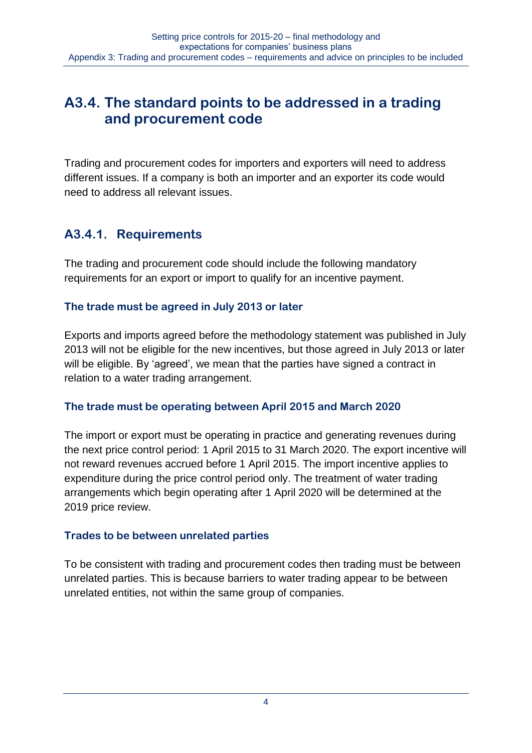## A3.4. The standard points to be addressed in a trading and procurement code

Trading and procurement codes for importers and exporters will need to address different issues. If a company is both an importer and an exporter its code would need to address all relevant issues.

### A3.4.1. Requirements

The trading and procurement code should include the following mandatory requirements for an export or import to qualify for an incentive payment.

#### The trade must be agreed in July 2013 or later

Exports and imports agreed before the methodology statement was published in July 2013 will not be eligible for the new incentives, but those agreed in July 2013 or later will be eligible. By 'agreed', we mean that the parties have signed a contract in relation to a water trading arrangement.

#### The trade must be operating between April 2015 and March 2020

The import or export must be operating in practice and generating revenues during the next price control period: 1 April 2015 to 31 March 2020. The export incentive will not reward revenues accrued before 1 April 2015. The import incentive applies to expenditure during the price control period only. The treatment of water trading arrangements which begin operating after 1 April 2020 will be determined at the 2019 price review.

#### Trades to be between unrelated parties

To be consistent with trading and procurement codes then trading must be between unrelated parties. This is because barriers to water trading appear to be between unrelated entities, not within the same group of companies.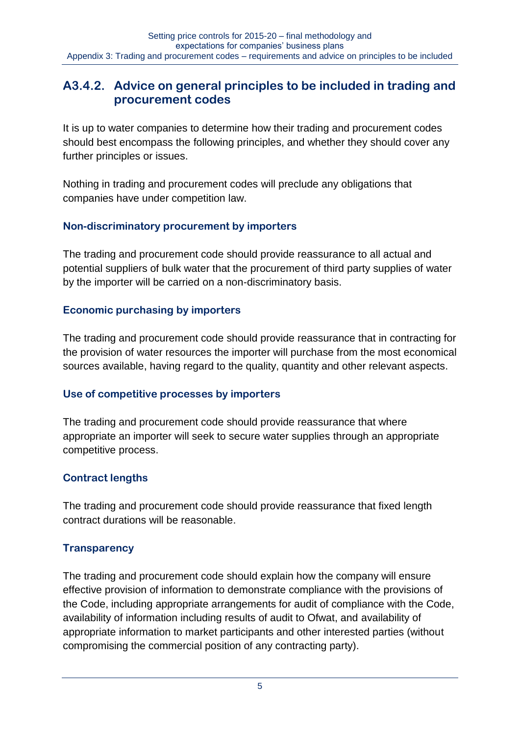### A3.4.2. Advice on general principles to be included in trading and procurement codes

It is up to water companies to determine how their trading and procurement codes should best encompass the following principles, and whether they should cover any further principles or issues.

Nothing in trading and procurement codes will preclude any obligations that companies have under competition law.

#### Non-discriminatory procurement by importers

The trading and procurement code should provide reassurance to all actual and potential suppliers of bulk water that the procurement of third party supplies of water by the importer will be carried on a non-discriminatory basis.

#### Economic purchasing by importers

The trading and procurement code should provide reassurance that in contracting for the provision of water resources the importer will purchase from the most economical sources available, having regard to the quality, quantity and other relevant aspects.

#### Use of competitive processes by importers

The trading and procurement code should provide reassurance that where appropriate an importer will seek to secure water supplies through an appropriate competitive process.

#### Contract lengths

The trading and procurement code should provide reassurance that fixed length contract durations will be reasonable.

#### Transparency

The trading and procurement code should explain how the company will ensure effective provision of information to demonstrate compliance with the provisions of the Code, including appropriate arrangements for audit of compliance with the Code, availability of information including results of audit to Ofwat, and availability of appropriate information to market participants and other interested parties (without compromising the commercial position of any contracting party).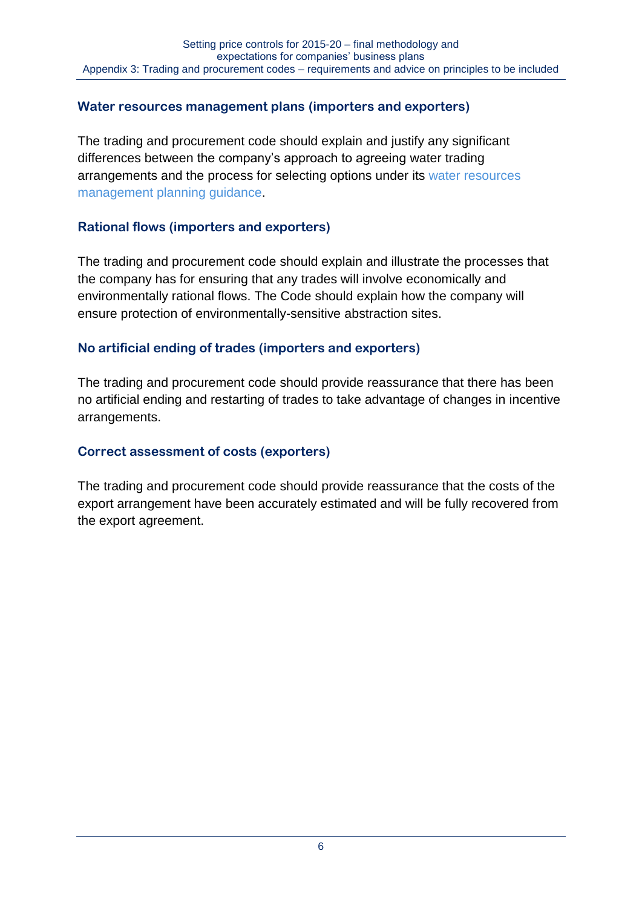### Water resources management plans (importers and exporters)

The trading and procurement code should explain and justify any significant differences between the company's approach to agreeing water trading arrangements and the process for selecting options under its water resources management planning guidance.

### Rational flows (importers and exporters)

The trading and procurement code should explain and illustrate the processes that the company has for ensuring that any trades will involve economically and environmentally rational flows. The Code should explain how the company will ensure protection of environmentally-sensitive abstraction sites.

### No artificial ending of trades (importers and exporters)

The trading and procurement code should provide reassurance that there has been no artificial ending and restarting of trades to take advantage of changes in incentive arrangements.

### Correct assessment of costs (exporters)

The trading and procurement code should provide reassurance that the costs of the export arrangement have been accurately estimated and will be fully recovered from the export agreement.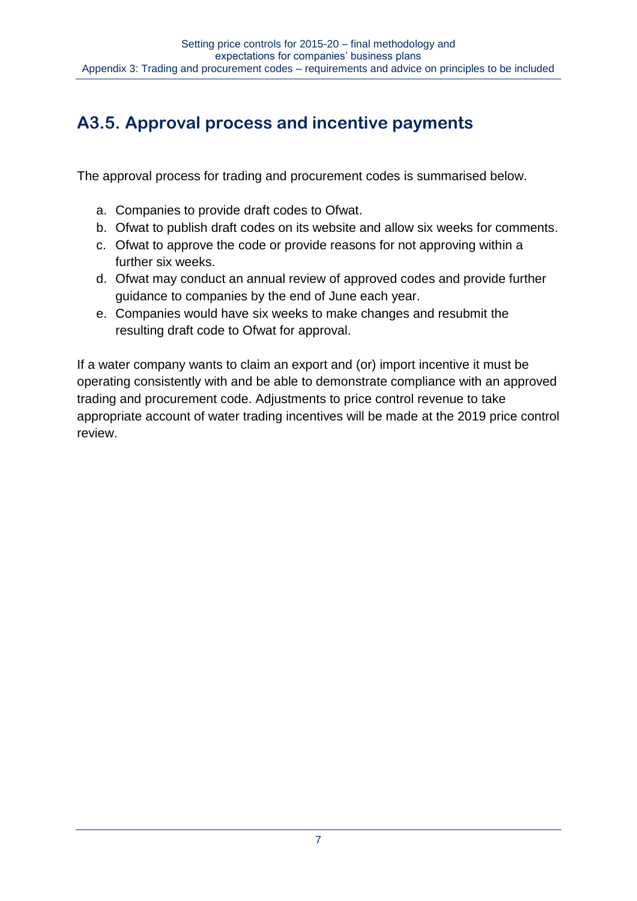## A3.5. Approval process and incentive payments

The approval process for trading and procurement codes is summarised below.

a. Companies to provide draft codes to Ofwat.
b. Ofwat to publish draft codes on its website and allow six weeks for comments.
c. Ofwat to approve the code or provide reasons for not approving within a further six weeks.
d. Ofwat may conduct an annual review of approved codes and provide further guidance to companies by the end of June each year.
e. Companies would have six weeks to make changes and resubmit the resulting draft code to Ofwat for approval.

If a water company wants to claim an export and (or) import incentive it must be operating consistently with and be able to demonstrate compliance with an approved trading and procurement code. Adjustments to price control revenue to take appropriate account of water trading incentives will be made at the 2019 price control review.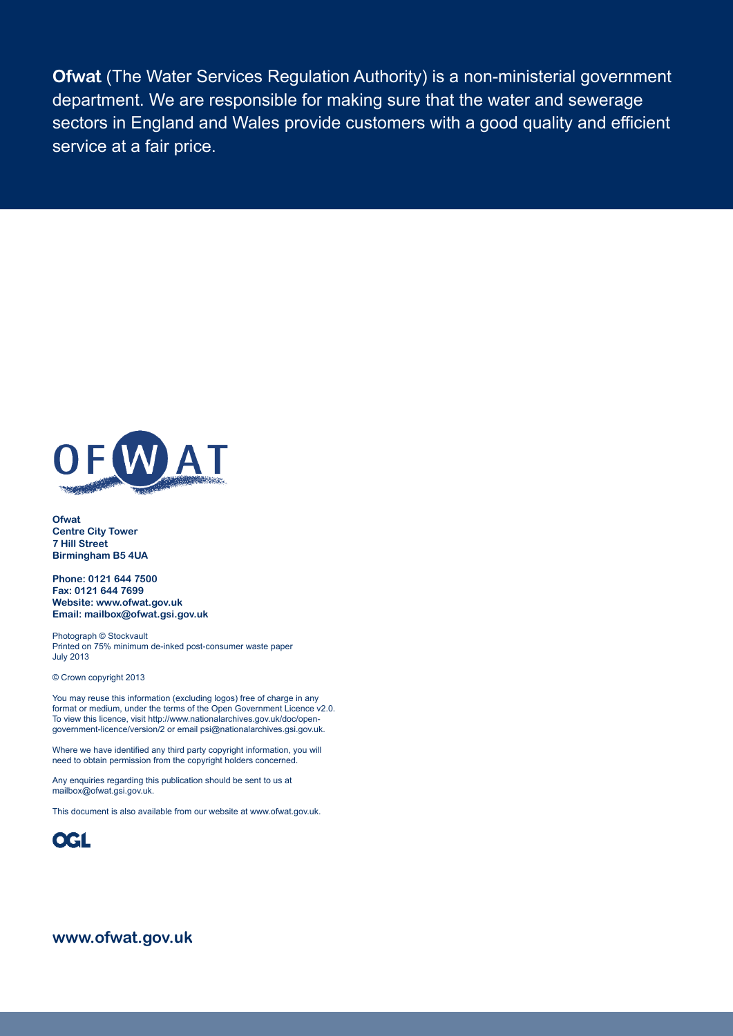**Ofwat** (The Water Services Regulation Authority) is a non-ministerial government department. We are responsible for making sure that the water and sewerage sectors in England and Wales provide customers with a good quality and efficient service at a fair price.

**Ofwat**
**Centre City Tower**
**7 Hill Street**
**Birmingham B5 4UA**

**Phone: 0121 644 7500**
**Fax: 0121 644 7699**
**Website: www.ofwat.gov.uk**
**Email: mailbox@ofwat.gsi.gov.uk**

Photograph © Stockvault
Printed on 75% minimum de-inked post-consumer waste paper
July 2013

© Crown copyright 2013

You may reuse this information (excluding logos) free of charge in any format or medium, under the terms of the Open Government Licence v2.0. To view this licence, visit http://www.nationalarchives.gov.uk/doc/open-government-licence/version/2 or email psi@nationalarchives.gsi.gov.uk.

Where we have identified any third party copyright information, you will need to obtain permission from the copyright holders concerned.

Any enquiries regarding this publication should be sent to us at mailbox@ofwat.gsi.gov.uk.

This document is also available from our website at www.ofwat.gov.uk.

**www.ofwat.gov.uk**